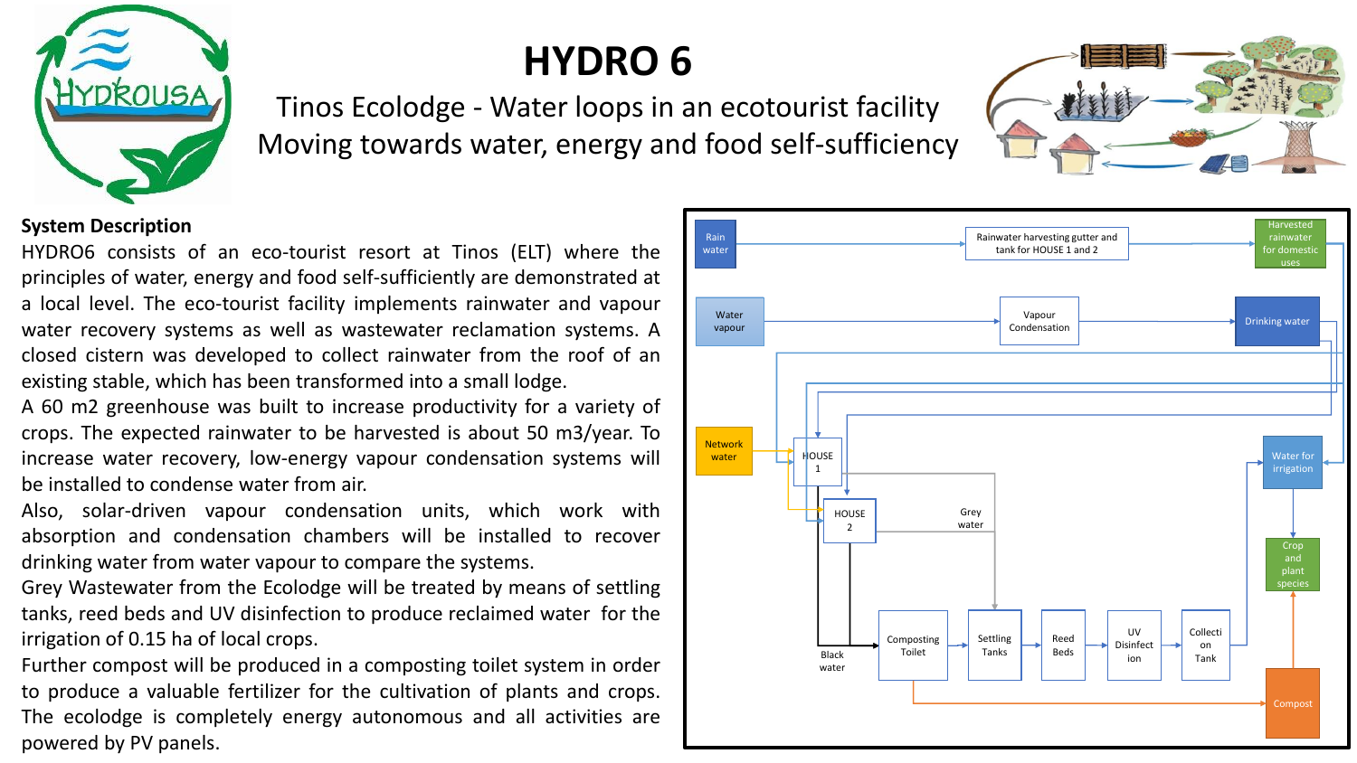# HYDRO 6

Tinos Ecolodge - Water loops in an ecotourist facility
Moving towards water, energy and food self-sufficiency

**System Description**

HYDRO6 consists of an eco-tourist resort at Tinos (ELT) where the principles of water, energy and food self-sufficiently are demonstrated at a local level. The eco-tourist facility implements rainwater and vapour water recovery systems as well as wastewater reclamation systems. A closed cistern was developed to collect rainwater from the roof of an existing stable, which has been transformed into a small lodge.

A 60 m2 greenhouse was built to increase productivity for a variety of crops. The expected rainwater to be harvested is about 50 m3/year. To increase water recovery, low-energy vapour condensation systems will be installed to condense water from air.

Also, solar-driven vapour condensation units, which work with absorption and condensation chambers will be installed to recover drinking water from water vapour to compare the systems.

Grey Wastewater from the Ecolodge will be treated by means of settling tanks, reed beds and UV disinfection to produce reclaimed water for the irrigation of 0.15 ha of local crops.

Further compost will be produced in a composting toilet system in order to produce a valuable fertilizer for the cultivation of plants and crops. The ecolodge is completely energy autonomous and all activities are powered by PV panels.

Rain water
Rainwater harvesting gutter and tank for HOUSE 1 and 2
Harvested rainwater for domestic uses
Water vapour
Vapour Condensation
Drinking water
Network water
HOUSE 1
HOUSE 2
Water for irrigation
Grey water
Crop and plant species
Black water
Composting Toilet
Settling Tanks
Reed Beds
UV Disinfection
Collection Tank
Compost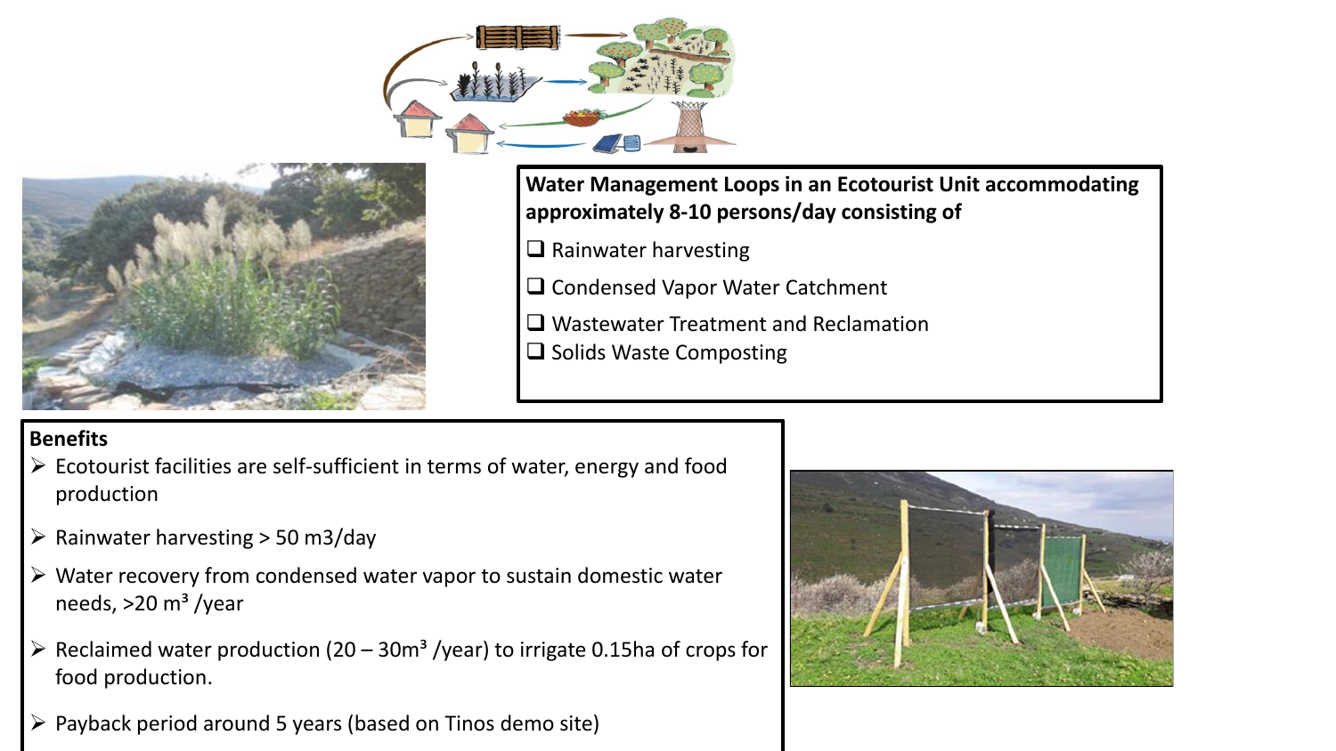**Water Management Loops in an Ecotourist Unit accommodating approximately 8-10 persons/day consisting of**

- ❑ Rainwater harvesting
- ❑ Condensed Vapor Water Catchment
- ❑ Wastewater Treatment and Reclamation
- ❑ Solids Waste Composting

**Benefits**

- ➢ Ecotourist facilities are self-sufficient in terms of water, energy and food production
- ➢ Rainwater harvesting > 50 m3/day
- ➢ Water recovery from condensed water vapor to sustain domestic water needs, >20 $m^3$ /year
- ➢ Reclaimed water production (20 – 30$m^3$ /year) to irrigate 0.15ha of crops for food production.
- ➢ Payback period around 5 years (based on Tinos demo site)